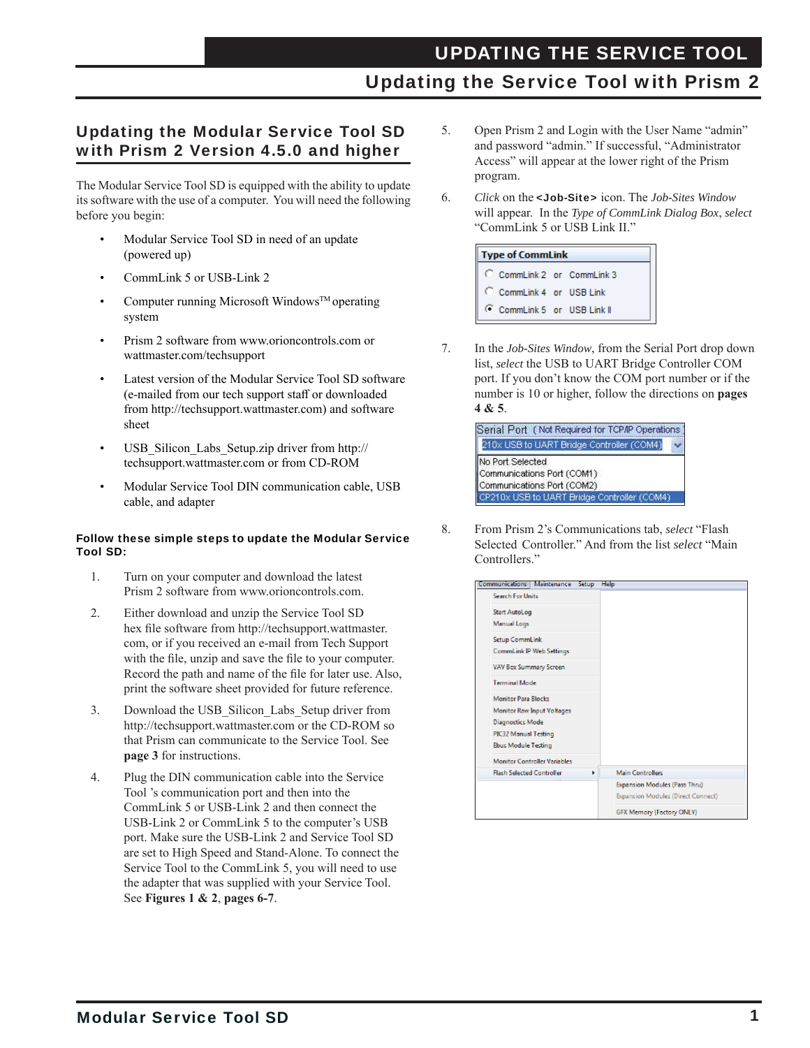# UPDATING THE SERVICE TOOL

## Updating the Service Tool with Prism 2

### Updating the Modular Service Tool SD with Prism 2 Version 4.5.0 and higher

The Modular Service Tool SD is equipped with the ability to update its software with the use of a computer. You will need the following before you begin:

- Modular Service Tool SD in need of an update (powered up)
- CommLink 5 or USB-Link 2
- Computer running Microsoft Windows™ operating system
- Prism 2 software from www.orioncontrols.com or wattmaster.com/techsupport
- Latest version of the Modular Service Tool SD software (e-mailed from our tech support staff or downloaded from http://techsupport.wattmaster.com) and software sheet
- USB_Silicon_Labs_Setup.zip driver from http://techsupport.wattmaster.com or from CD-ROM
- Modular Service Tool DIN communication cable, USB cable, and adapter

**Follow these simple steps to update the Modular Service Tool SD:**

1. Turn on your computer and download the latest Prism 2 software from www.orioncontrols.com.
2. Either download and unzip the Service Tool SD hex file software from http://techsupport.wattmaster.com, or if you received an e-mail from Tech Support with the file, unzip and save the file to your computer. Record the path and name of the file for later use. Also, print the software sheet provided for future reference.
3. Download the USB_Silicon_Labs_Setup driver from http://techsupport.wattmaster.com or the CD-ROM so that Prism can communicate to the Service Tool. See **page 3** for instructions.
4. Plug the DIN communication cable into the Service Tool 's communication port and then into the CommLink 5 or USB-Link 2 and then connect the USB-Link 2 or CommLink 5 to the computer's USB port. Make sure the USB-Link 2 and Service Tool SD are set to High Speed and Stand-Alone. To connect the Service Tool to the CommLink 5, you will need to use the adapter that was supplied with your Service Tool. See **Figures 1 & 2**, **pages 6-7**.
5. Open Prism 2 and Login with the User Name "admin" and password "admin." If successful, "Administrator Access" will appear at the lower right of the Prism program.
6. *Click* on the **<Job-Site>** icon. The *Job-Sites Window* will appear. In the *Type of CommLink Dialog Box*, *select* "CommLink 5 or USB Link II."

   Type of CommLink
   - ○ CommLink 2 or CommLink 3
   - ○ CommLink 4 or USB Link
   - ◉ CommLink 5 or USB Link II

7. In the *Job-Sites Window*, from the Serial Port drop down list, *select* the USB to UART Bridge Controller COM port. If you don't know the COM port number or if the number is 10 or higher, follow the directions on **pages 4 & 5**.

   Serial Port ( Not Required for TCP/IP Operations )
   210x USB to UART Bridge Controller (COM4)
   - No Port Selected
   - Communications Port (COM1)
   - Communications Port (COM2)
   - CP210x USB to UART Bridge Controller (COM4)

8. From Prism 2's Communications tab, *select* "Flash Selected Controller." And from the list *select* "Main Controllers."

   Communications | Maintenance | Setup | Help
   - Search For Units
   - Start AutoLog
   - Manual Logs
   - Setup CommLink
   - CommLink IP Web Settings
   - VAV Box Summary Screen
   - Terminal Mode
   - Monitor Para Blocks
   - Monitor Raw Input Voltages
   - Diagnostics Mode
   - PIC32 Manual Testing
   - Ebus Module Testing
   - Monitor Controller Variables
   - Flash Selected Controller ▸
     - Main Controllers
     - Expansion Modules (Pass Thru)
     - Expansion Modules (Direct Connect)
     - GFX Memory (Factory ONLY)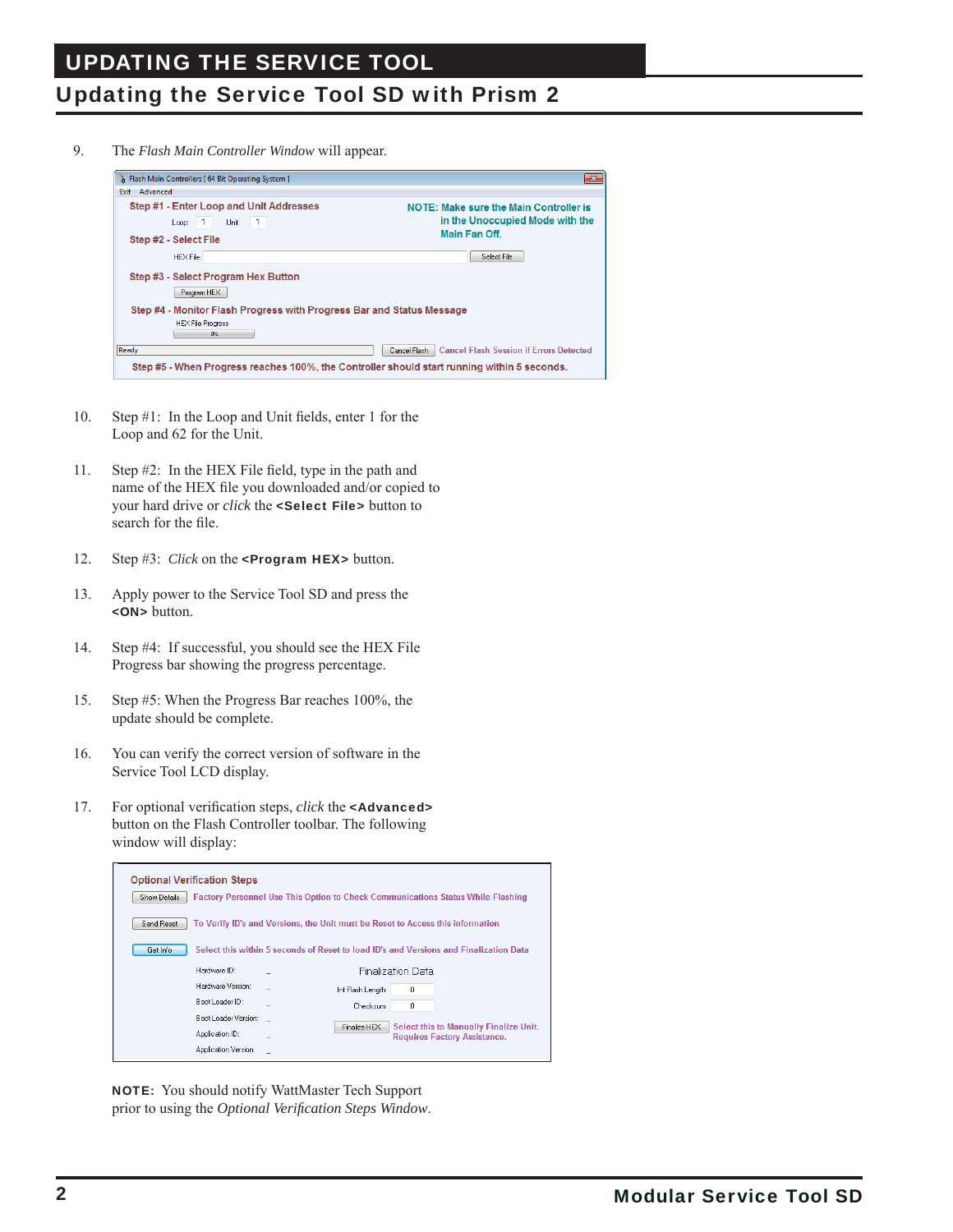# UPDATING THE SERVICE TOOL

## Updating the Service Tool SD with Prism 2

9. The *Flash Main Controller Window* will appear.

Flash Main Controllers [ 64 Bit Operating System ]

Exit Advanced

Step #1 - Enter Loop and Unit Addresses

Loop: 1 Unit: 1

NOTE: Make sure the Main Controller is in the Unoccupied Mode with the Main Fan Off.

Step #2 - Select File

HEX File: Select File

Step #3 - Select Program Hex Button

Program HEX

Step #4 - Monitor Flash Progress with Progress Bar and Status Message

HEX File Progress

0%

Ready Cancel Flash Cancel Flash Session if Errors Detected

Step #5 - When Progress reaches 100%, the Controller should start running within 5 seconds.

10. Step #1: In the Loop and Unit fields, enter 1 for the Loop and 62 for the Unit.

11. Step #2: In the HEX File field, type in the path and name of the HEX file you downloaded and/or copied to your hard drive or *click* the **<Select File>** button to search for the file.

12. Step #3: *Click* on the **<Program HEX>** button.

13. Apply power to the Service Tool SD and press the **<ON>** button.

14. Step #4: If successful, you should see the HEX File Progress bar showing the progress percentage.

15. Step #5: When the Progress Bar reaches 100%, the update should be complete.

16. You can verify the correct version of software in the Service Tool LCD display.

17. For optional verification steps, *click* the **<Advanced>** button on the Flash Controller toolbar. The following window will display:

Optional Verification Steps

Show Details — Factory Personnel Use This Option to Check Communications Status While Flashing

Send Reset — To Verify ID's and Versions, the Unit must be Reset to Access this Information

Get Info — Select this within 5 seconds of Reset to load ID's and Versions and Finalization Data

Hardware ID: _
Hardware Version: _
Boot Loader ID: _
Boot Loader Version: _
Application ID: _
Application Version: _

Finalization Data

Int Flash Length: 0
Checksum: 0

Finalize HEX — Select this to Manually Finalize Unit. Requires Factory Assistance.

**NOTE:** You should notify WattMaster Tech Support prior to using the *Optional Verification Steps Window*.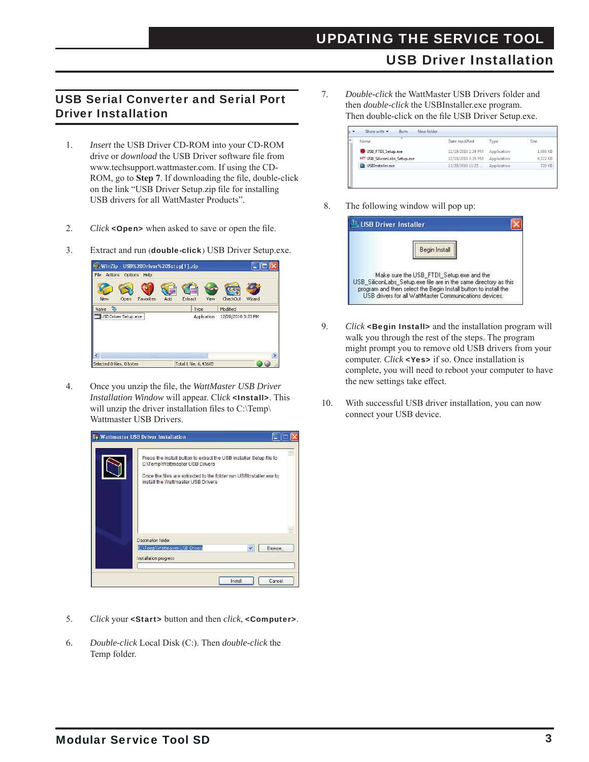## USB Serial Converter and Serial Port Driver Installation

1. *Insert* the USB Driver CD-ROM into your CD-ROM drive or *download* the USB Driver software file from www.techsupport.wattmaster.com. If using the CD-ROM, go to **Step 7**. If downloading the file, double-click on the link "USB Driver Setup.zip file for installing USB drivers for all WattMaster Products".

2. *Click* **<Open>** when asked to save or open the file.

3. Extract and run (**double-click**) USB Driver Setup.exe.

4. Once you unzip the file, the *WattMaster USB Driver Installation Window* will appear. Click **<Install>**. This will unzip the driver installation files to C:\Temp\Wattmaster USB Drivers.

5. *Click* your **<Start>** button and then *click*, **<Computer>**.

6. *Double-click* Local Disk (C:). Then *double-click* the Temp folder.

7. *Double-click* the WattMaster USB Drivers folder and then *double-click* the USBInstaller.exe program. Then double-click on the file USB Driver Setup.exe.

8. The following window will pop up:

9. *Click* **<Begin Install>** and the installation program will walk you through the rest of the steps. The program might prompt you to remove old USB drivers from your computer. *Click* **<Yes>** if so. Once installation is complete, you will need to reboot your computer to have the new settings take effect.

10. With successful USB driver installation, you can now connect your USB device.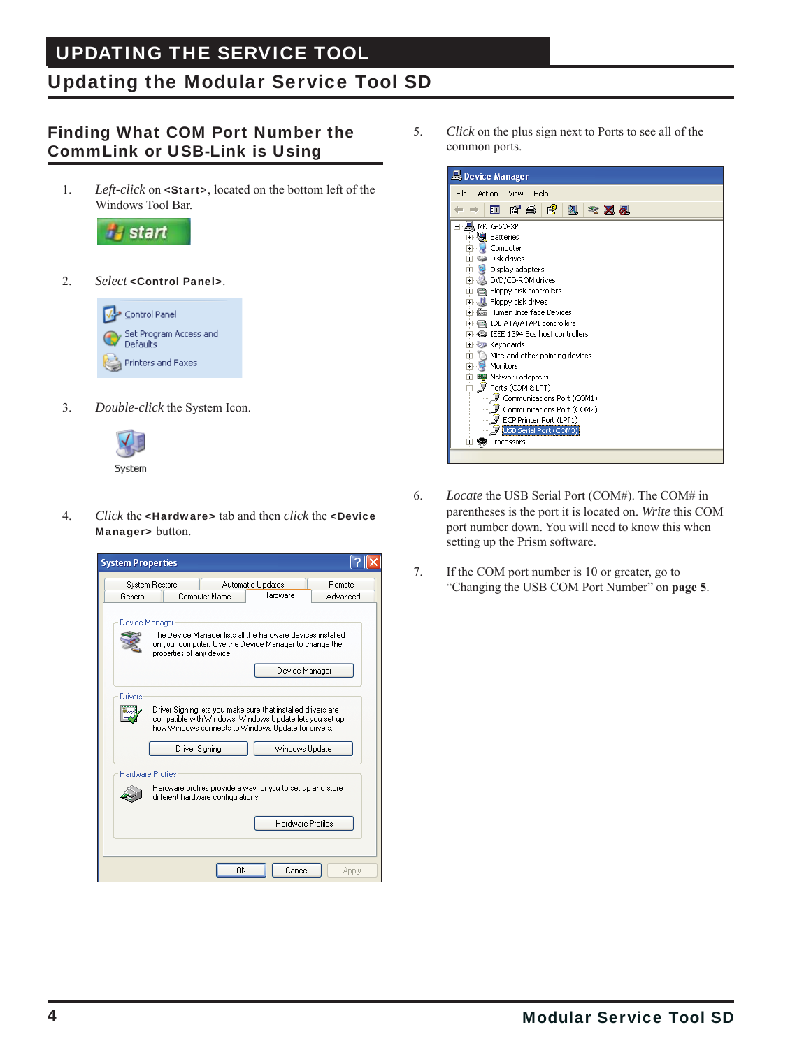# UPDATING THE SERVICE TOOL

## Updating the Modular Service Tool SD

### Finding What COM Port Number the CommLink or USB-Link is Using

1. *Left-click* on **<Start>**, located on the bottom left of the Windows Tool Bar.

2. *Select* **<Control Panel>**.

3. *Double-click* the System Icon.

4. *Click* the **<Hardware>** tab and then *click* the **<Device Manager>** button.

5. *Click* on the plus sign next to Ports to see all of the common ports.

6. *Locate* the USB Serial Port (COM#). The COM# in parentheses is the port it is located on. *Write* this COM port number down. You will need to know this when setting up the Prism software.

7. If the COM port number is 10 or greater, go to “Changing the USB COM Port Number” on **page 5**.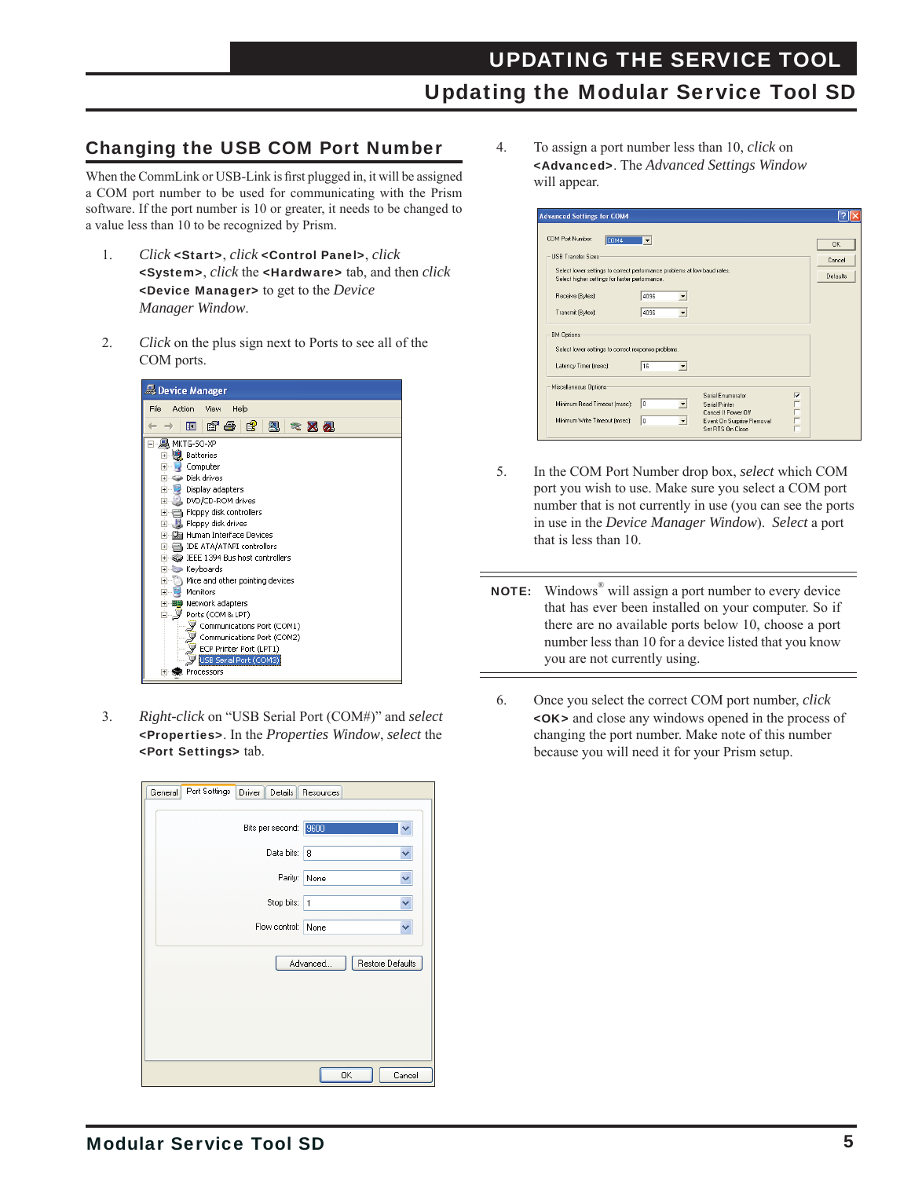## Changing the USB COM Port Number

When the CommLink or USB-Link is first plugged in, it will be assigned a COM port number to be used for communicating with the Prism software. If the port number is 10 or greater, it needs to be changed to a value less than 10 to be recognized by Prism.

1. *Click* **<Start>**, *click* **<Control Panel>**, *click* **<System>**, *click* the **<Hardware>** tab, and then *click* **<Device Manager>** to get to the *Device Manager Window*.

2. *Click* on the plus sign next to Ports to see all of the COM ports.

3. *Right-click* on "USB Serial Port (COM#)" and *select* **<Properties>**. In the *Properties Window*, *select* the **<Port Settings>** tab.

4. To assign a port number less than 10, *click* on **<Advanced>**. The *Advanced Settings Window* will appear.

5. In the COM Port Number drop box, *select* which COM port you wish to use. Make sure you select a COM port number that is not currently in use (you can see the ports in use in the *Device Manager Window*). *Select* a port that is less than 10.

**NOTE:** Windows® will assign a port number to every device that has ever been installed on your computer. So if there are no available ports below 10, choose a port number less than 10 for a device listed that you know you are not currently using.

6. Once you select the correct COM port number, *click* **<OK>** and close any windows opened in the process of changing the port number. Make note of this number because you will need it for your Prism setup.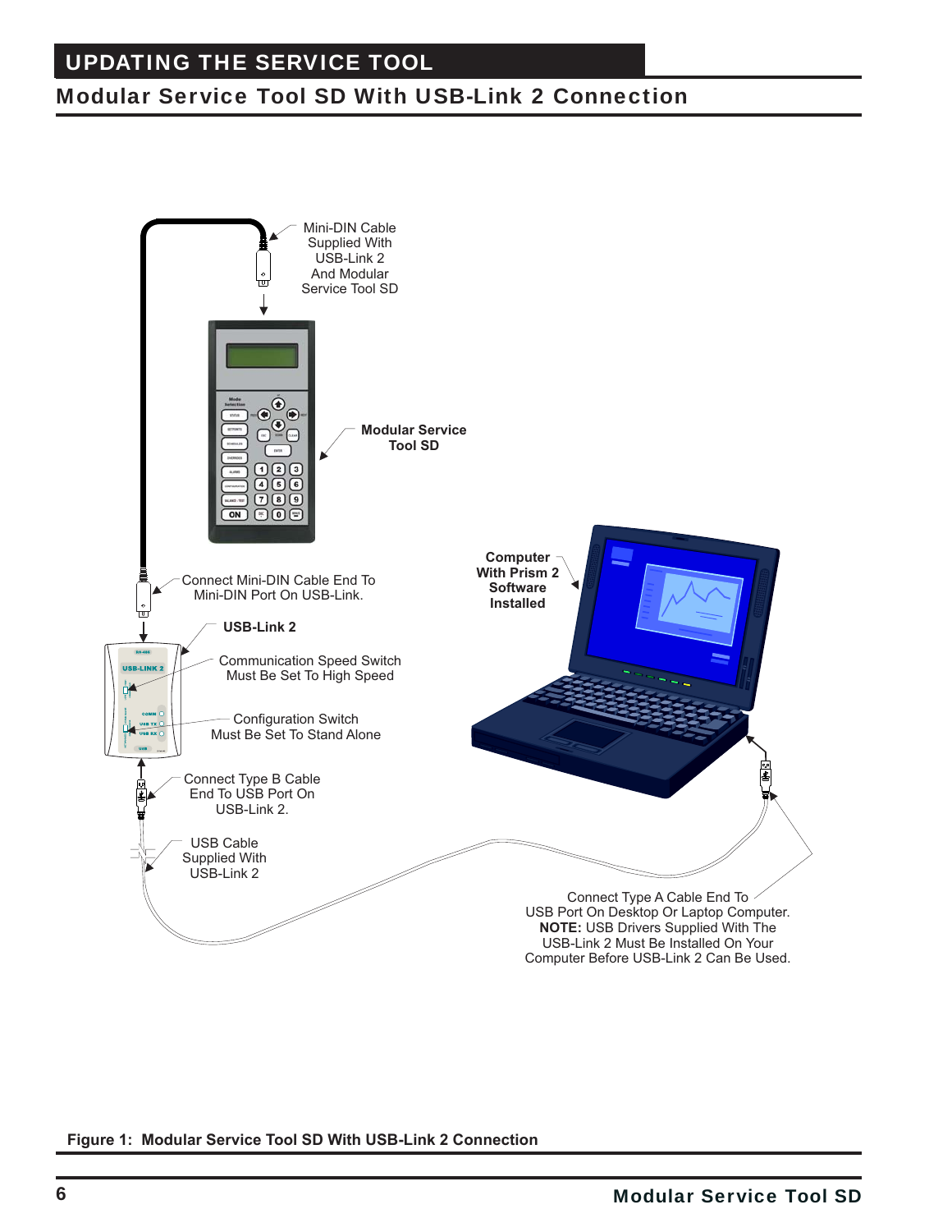## UPDATING THE SERVICE TOOL

### Modular Service Tool SD With USB-Link 2 Connection

Mini-DIN Cable Supplied With USB-Link 2 And Modular Service Tool SD

**Modular Service Tool SD**

Connect Mini-DIN Cable End To Mini-DIN Port On USB-Link.

**Computer With Prism 2 Software Installed**

**USB-Link 2**

Communication Speed Switch Must Be Set To High Speed

Configuration Switch Must Be Set To Stand Alone

Connect Type B Cable End To USB Port On USB-Link 2.

USB Cable Supplied With USB-Link 2

Connect Type A Cable End To USB Port On Desktop Or Laptop Computer.
**NOTE:** USB Drivers Supplied With The USB-Link 2 Must Be Installed On Your Computer Before USB-Link 2 Can Be Used.

**Figure 1: Modular Service Tool SD With USB-Link 2 Connection**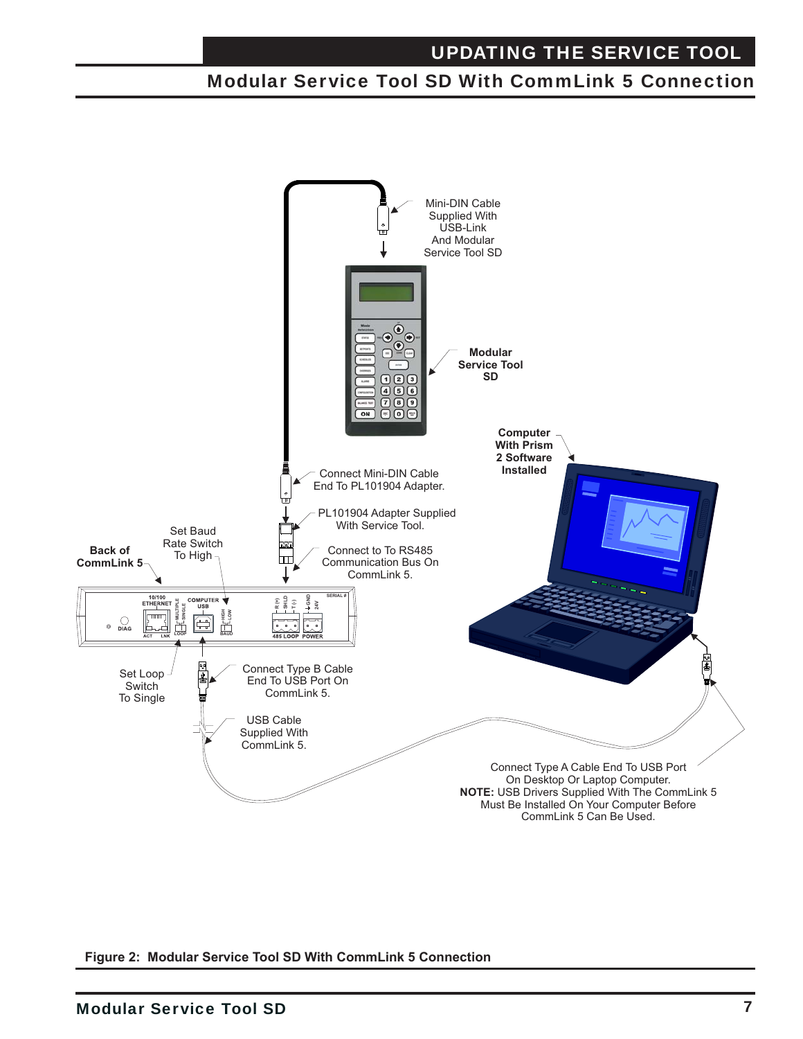## Modular Service Tool SD With CommLink 5 Connection

Mini-DIN Cable Supplied With USB-Link And Modular Service Tool SD

**Modular Service Tool SD**

**Computer With Prism 2 Software Installed**

Connect Mini-DIN Cable End To PL101904 Adapter.

PL101904 Adapter Supplied With Service Tool.

Connect to To RS485 Communication Bus On CommLink 5.

Set Baud Rate Switch To High

**Back of CommLink 5**

Set Loop Switch To Single

Connect Type B Cable End To USB Port On CommLink 5.

USB Cable Supplied With CommLink 5.

Connect Type A Cable End To USB Port On Desktop Or Laptop Computer.
**NOTE:** USB Drivers Supplied With The CommLink 5 Must Be Installed On Your Computer Before CommLink 5 Can Be Used.

**Figure 2: Modular Service Tool SD With CommLink 5 Connection**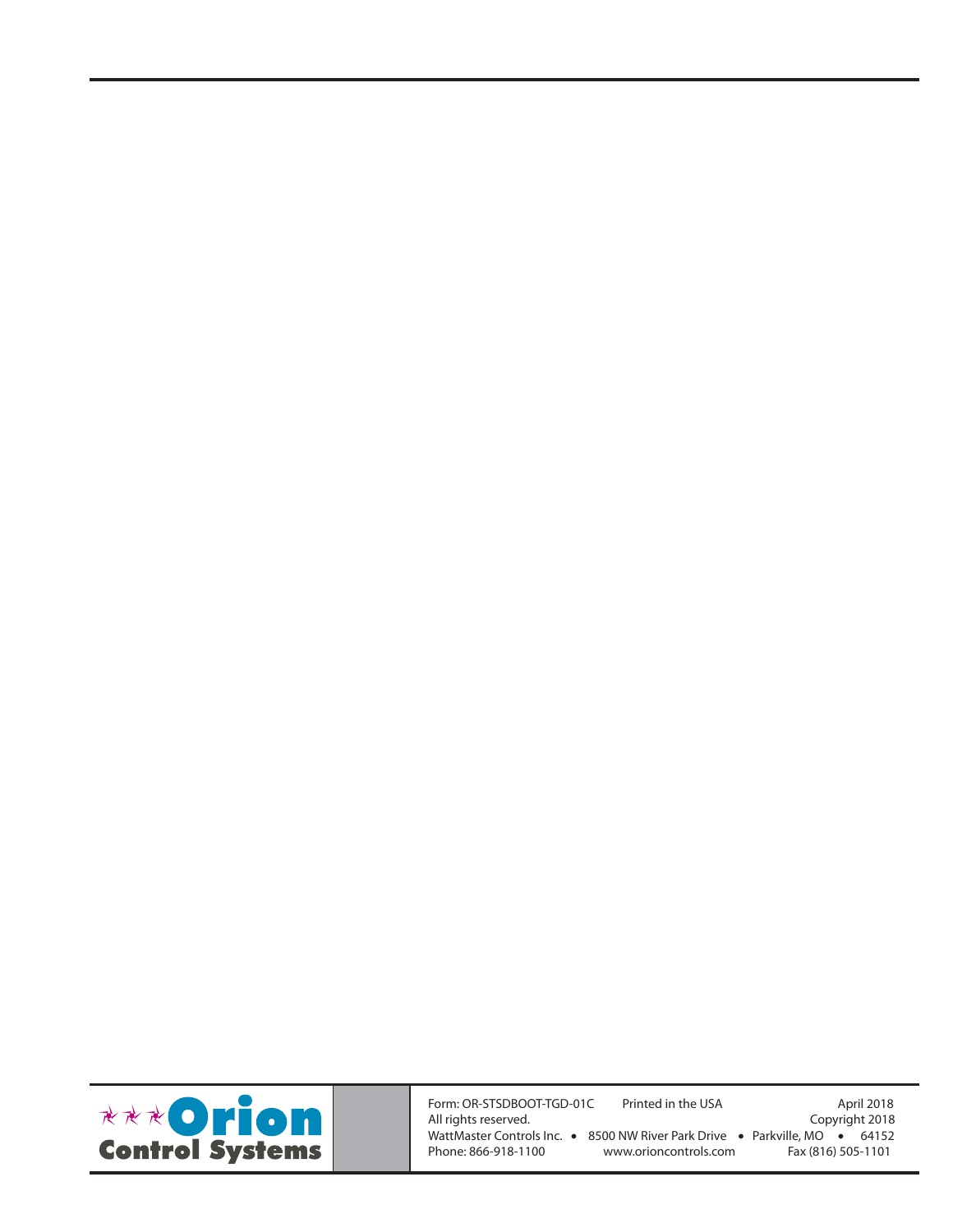Orion Control Systems

Form: OR-STSDBOOT-TGD-01C Printed in the USA April 2018
All rights reserved. Copyright 2018
WattMaster Controls Inc. • 8500 NW River Park Drive • Parkville, MO • 64152
Phone: 866-918-1100 www.orioncontrols.com Fax (816) 505-1101